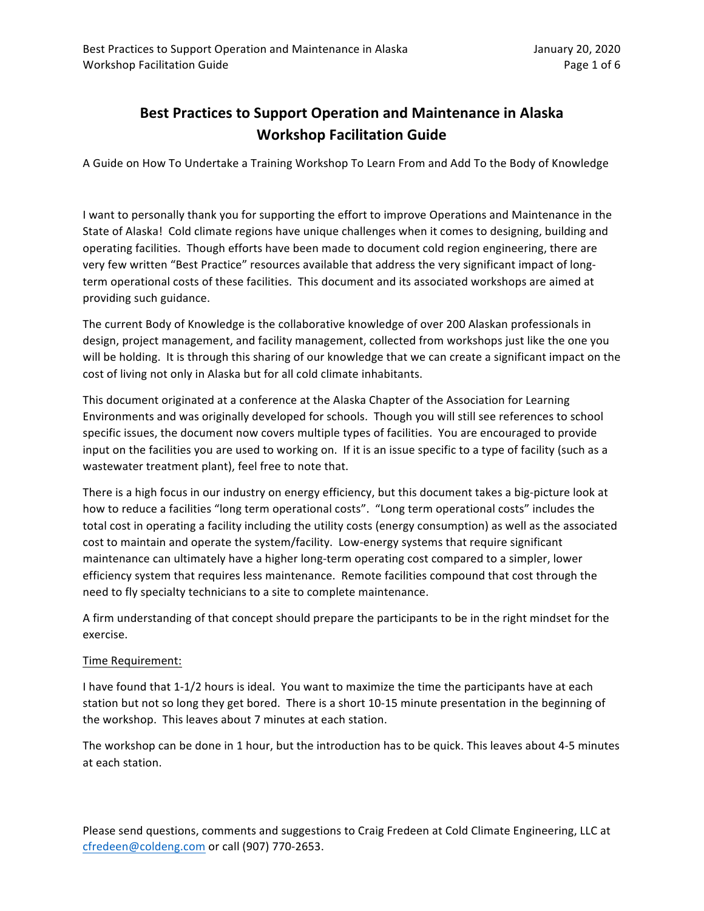# Best Practices to Support Operation and Maintenance in Alaska
## Workshop Facilitation Guide

A Guide on How To Undertake a Training Workshop To Learn From and Add To the Body of Knowledge

I want to personally thank you for supporting the effort to improve Operations and Maintenance in the State of Alaska! Cold climate regions have unique challenges when it comes to designing, building and operating facilities. Though efforts have been made to document cold region engineering, there are very few written "Best Practice" resources available that address the very significant impact of long-term operational costs of these facilities. This document and its associated workshops are aimed at providing such guidance.

The current Body of Knowledge is the collaborative knowledge of over 200 Alaskan professionals in design, project management, and facility management, collected from workshops just like the one you will be holding. It is through this sharing of our knowledge that we can create a significant impact on the cost of living not only in Alaska but for all cold climate inhabitants.

This document originated at a conference at the Alaska Chapter of the Association for Learning Environments and was originally developed for schools. Though you will still see references to school specific issues, the document now covers multiple types of facilities. You are encouraged to provide input on the facilities you are used to working on. If it is an issue specific to a type of facility (such as a wastewater treatment plant), feel free to note that.

There is a high focus in our industry on energy efficiency, but this document takes a big-picture look at how to reduce a facilities "long term operational costs". "Long term operational costs" includes the total cost in operating a facility including the utility costs (energy consumption) as well as the associated cost to maintain and operate the system/facility. Low-energy systems that require significant maintenance can ultimately have a higher long-term operating cost compared to a simpler, lower efficiency system that requires less maintenance. Remote facilities compound that cost through the need to fly specialty technicians to a site to complete maintenance.

A firm understanding of that concept should prepare the participants to be in the right mindset for the exercise.

<u>Time Requirement:</u>

I have found that 1-1/2 hours is ideal. You want to maximize the time the participants have at each station but not so long they get bored. There is a short 10-15 minute presentation in the beginning of the workshop. This leaves about 7 minutes at each station.

The workshop can be done in 1 hour, but the introduction has to be quick. This leaves about 4-5 minutes at each station.

Please send questions, comments and suggestions to Craig Fredeen at Cold Climate Engineering, LLC at cfredeen@coldeng.com or call (907) 770-2653.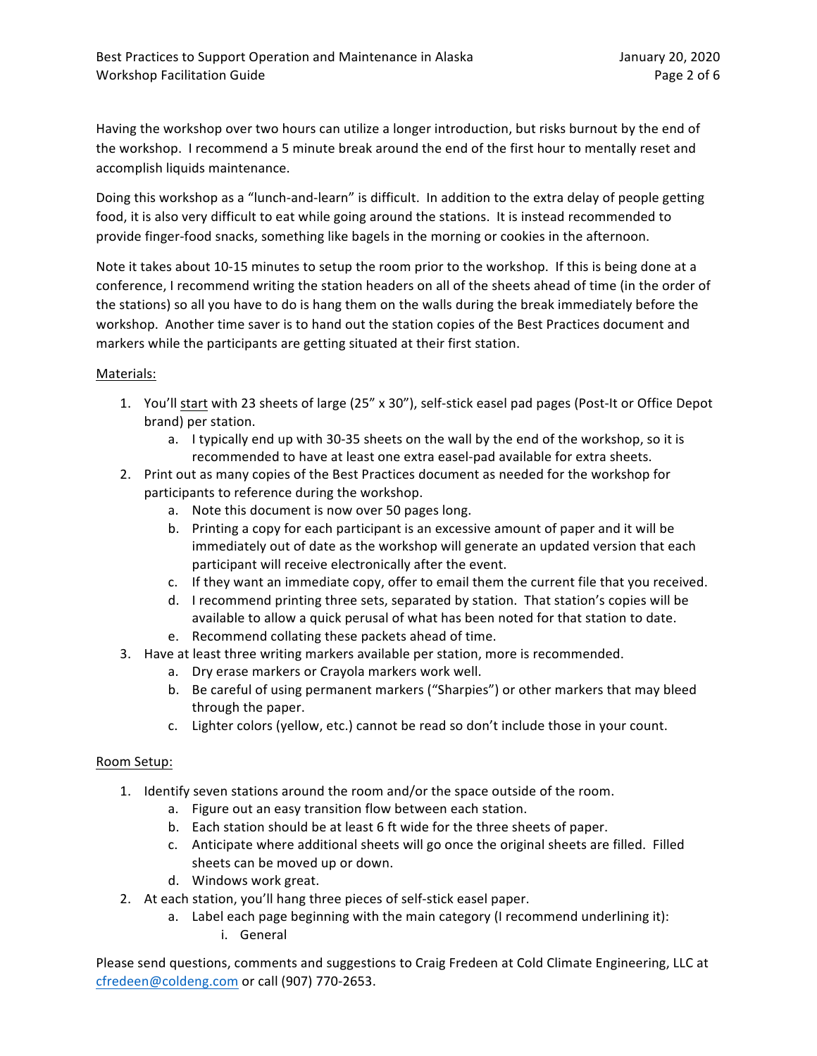Having the workshop over two hours can utilize a longer introduction, but risks burnout by the end of the workshop. I recommend a 5 minute break around the end of the first hour to mentally reset and accomplish liquids maintenance.

Doing this workshop as a "lunch-and-learn" is difficult. In addition to the extra delay of people getting food, it is also very difficult to eat while going around the stations. It is instead recommended to provide finger-food snacks, something like bagels in the morning or cookies in the afternoon.

Note it takes about 10-15 minutes to setup the room prior to the workshop. If this is being done at a conference, I recommend writing the station headers on all of the sheets ahead of time (in the order of the stations) so all you have to do is hang them on the walls during the break immediately before the workshop. Another time saver is to hand out the station copies of the Best Practices document and markers while the participants are getting situated at their first station.

Materials:

1. You'll start with 23 sheets of large (25" x 30"), self-stick easel pad pages (Post-It or Office Depot brand) per station.
   a. I typically end up with 30-35 sheets on the wall by the end of the workshop, so it is recommended to have at least one extra easel-pad available for extra sheets.
2. Print out as many copies of the Best Practices document as needed for the workshop for participants to reference during the workshop.
   a. Note this document is now over 50 pages long.
   b. Printing a copy for each participant is an excessive amount of paper and it will be immediately out of date as the workshop will generate an updated version that each participant will receive electronically after the event.
   c. If they want an immediate copy, offer to email them the current file that you received.
   d. I recommend printing three sets, separated by station. That station's copies will be available to allow a quick perusal of what has been noted for that station to date.
   e. Recommend collating these packets ahead of time.
3. Have at least three writing markers available per station, more is recommended.
   a. Dry erase markers or Crayola markers work well.
   b. Be careful of using permanent markers ("Sharpies") or other markers that may bleed through the paper.
   c. Lighter colors (yellow, etc.) cannot be read so don't include those in your count.

Room Setup:

1. Identify seven stations around the room and/or the space outside of the room.
   a. Figure out an easy transition flow between each station.
   b. Each station should be at least 6 ft wide for the three sheets of paper.
   c. Anticipate where additional sheets will go once the original sheets are filled. Filled sheets can be moved up or down.
   d. Windows work great.
2. At each station, you'll hang three pieces of self-stick easel paper.
   a. Label each page beginning with the main category (I recommend underlining it):
      i. General

Please send questions, comments and suggestions to Craig Fredeen at Cold Climate Engineering, LLC at cfredeen@coldeng.com or call (907) 770-2653.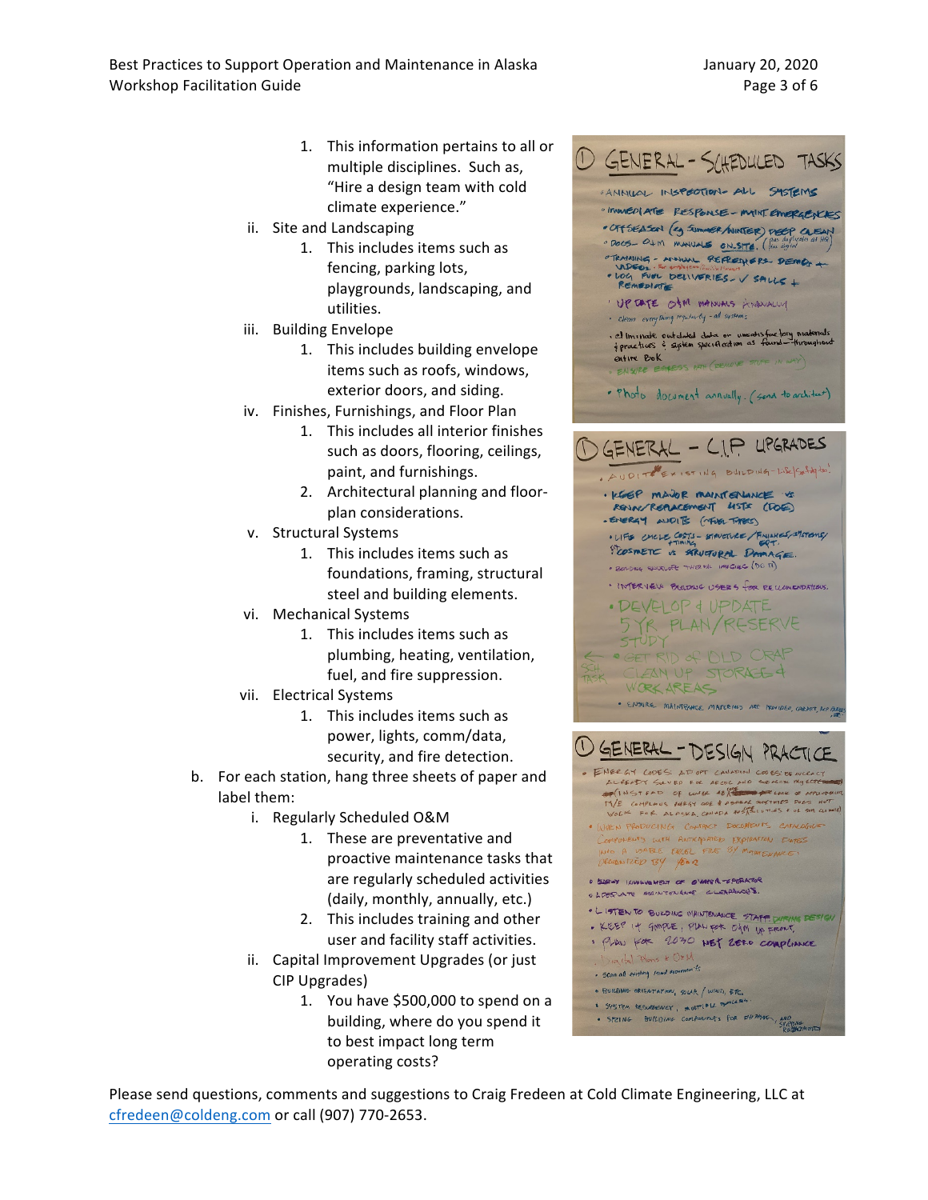1. This information pertains to all or multiple disciplines. Such as, "Hire a design team with cold climate experience."

ii. Site and Landscaping
   1. This includes items such as fencing, parking lots, playgrounds, landscaping, and utilities.

iii. Building Envelope
   1. This includes building envelope items such as roofs, windows, exterior doors, and siding.

iv. Finishes, Furnishings, and Floor Plan
   1. This includes all interior finishes such as doors, flooring, ceilings, paint, and furnishings.
   2. Architectural planning and floor-plan considerations.

v. Structural Systems
   1. This includes items such as foundations, framing, structural steel and building elements.

vi. Mechanical Systems
   1. This includes items such as plumbing, heating, ventilation, fuel, and fire suppression.

vii. Electrical Systems
   1. This includes items such as power, lights, comm/data, security, and fire detection.

b. For each station, hang three sheets of paper and label them:

   i. Regularly Scheduled O&M
      1. These are preventative and proactive maintenance tasks that are regularly scheduled activities (daily, monthly, annually, etc.)
      2. This includes training and other user and facility staff activities.

   ii. Capital Improvement Upgrades (or just CIP Upgrades)
      1. You have $500,000 to spend on a building, where do you spend it to best impact long term operating costs?

Please send questions, comments and suggestions to Craig Fredeen at Cold Climate Engineering, LLC at cfredeen@coldeng.com or call (907) 770-2653.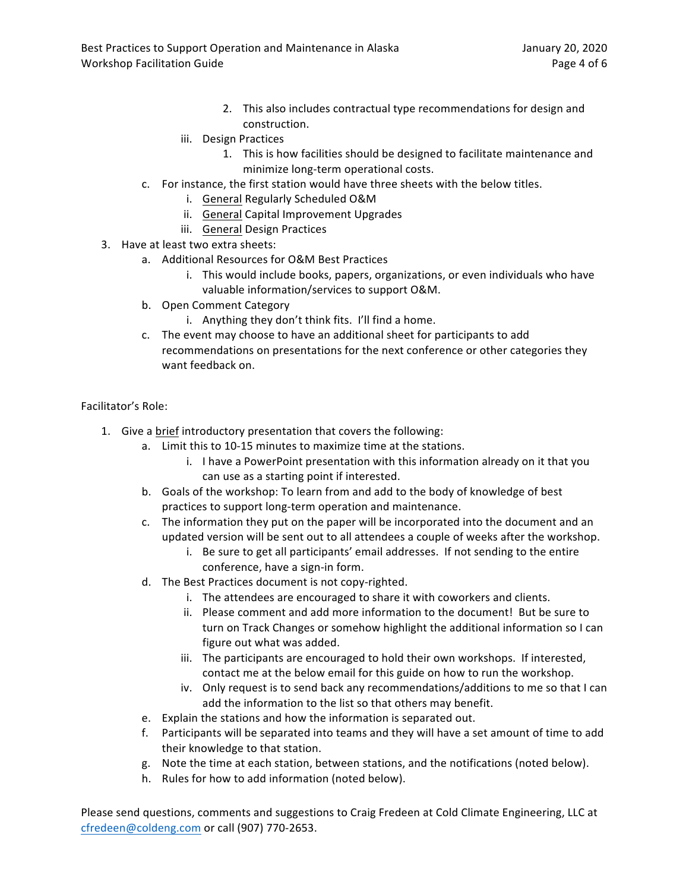2. This also includes contractual type recommendations for design and construction.

   iii. Design Practices

      1. This is how facilities should be designed to facilitate maintenance and minimize long-term operational costs.

   c. For instance, the first station would have three sheets with the below titles.

      i. General Regularly Scheduled O&M

      ii. General Capital Improvement Upgrades

      iii. General Design Practices

3. Have at least two extra sheets:

   a. Additional Resources for O&M Best Practices

      i. This would include books, papers, organizations, or even individuals who have valuable information/services to support O&M.

   b. Open Comment Category

      i. Anything they don't think fits. I'll find a home.

   c. The event may choose to have an additional sheet for participants to add recommendations on presentations for the next conference or other categories they want feedback on.

Facilitator's Role:

1. Give a brief introductory presentation that covers the following:

   a. Limit this to 10-15 minutes to maximize time at the stations.

      i. I have a PowerPoint presentation with this information already on it that you can use as a starting point if interested.

   b. Goals of the workshop: To learn from and add to the body of knowledge of best practices to support long-term operation and maintenance.

   c. The information they put on the paper will be incorporated into the document and an updated version will be sent out to all attendees a couple of weeks after the workshop.

      i. Be sure to get all participants' email addresses. If not sending to the entire conference, have a sign-in form.

   d. The Best Practices document is not copy-righted.

      i. The attendees are encouraged to share it with coworkers and clients.

      ii. Please comment and add more information to the document! But be sure to turn on Track Changes or somehow highlight the additional information so I can figure out what was added.

      iii. The participants are encouraged to hold their own workshops. If interested, contact me at the below email for this guide on how to run the workshop.

      iv. Only request is to send back any recommendations/additions to me so that I can add the information to the list so that others may benefit.

   e. Explain the stations and how the information is separated out.

   f. Participants will be separated into teams and they will have a set amount of time to add their knowledge to that station.

   g. Note the time at each station, between stations, and the notifications (noted below).

   h. Rules for how to add information (noted below).

Please send questions, comments and suggestions to Craig Fredeen at Cold Climate Engineering, LLC at cfredeen@coldeng.com or call (907) 770-2653.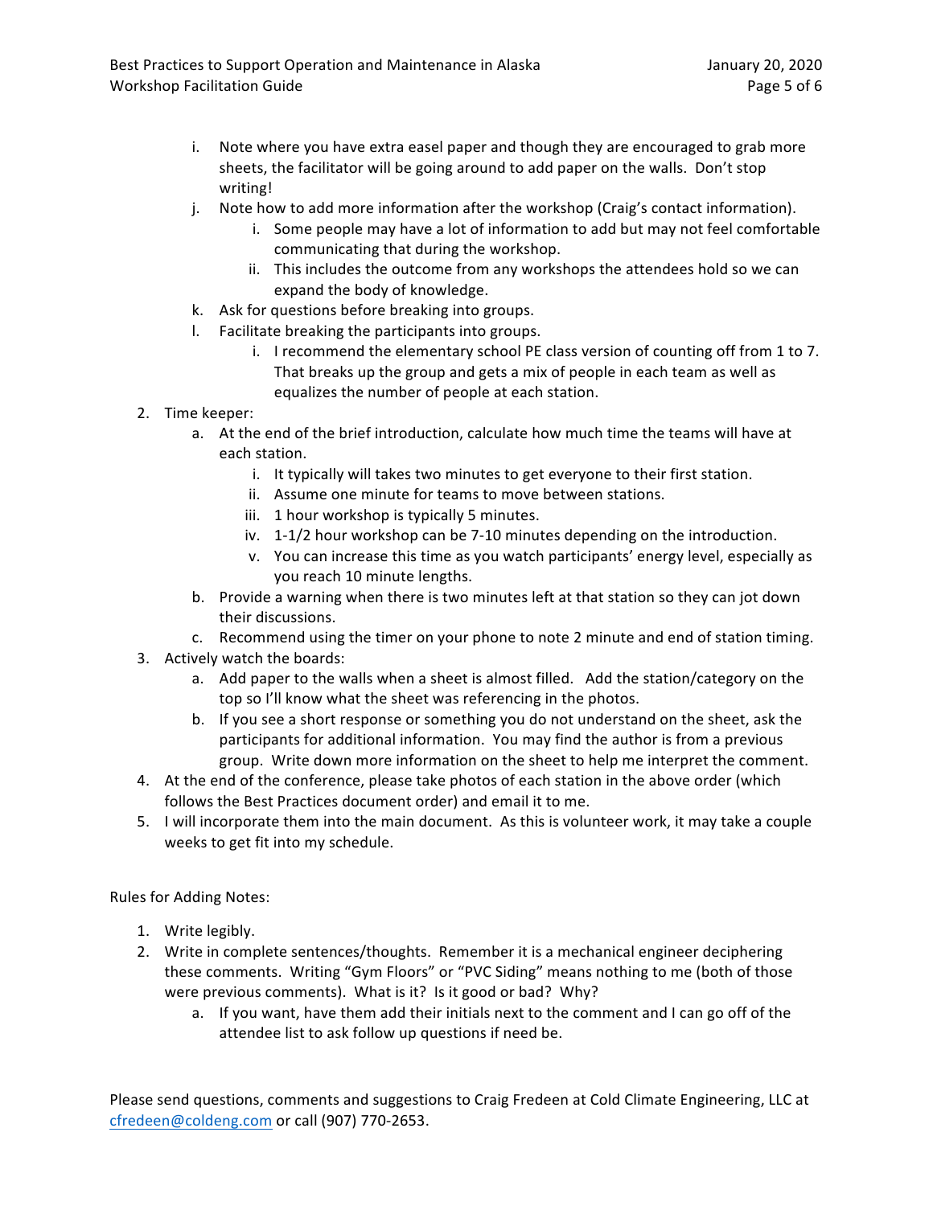i. Note where you have extra easel paper and though they are encouraged to grab more sheets, the facilitator will be going around to add paper on the walls. Don't stop writing!
   j. Note how to add more information after the workshop (Craig's contact information).
      i. Some people may have a lot of information to add but may not feel comfortable communicating that during the workshop.
      ii. This includes the outcome from any workshops the attendees hold so we can expand the body of knowledge.
   k. Ask for questions before breaking into groups.
   l. Facilitate breaking the participants into groups.
      i. I recommend the elementary school PE class version of counting off from 1 to 7. That breaks up the group and gets a mix of people in each team as well as equalizes the number of people at each station.
2. Time keeper:
   a. At the end of the brief introduction, calculate how much time the teams will have at each station.
      i. It typically will takes two minutes to get everyone to their first station.
      ii. Assume one minute for teams to move between stations.
      iii. 1 hour workshop is typically 5 minutes.
      iv. 1-1/2 hour workshop can be 7-10 minutes depending on the introduction.
      v. You can increase this time as you watch participants' energy level, especially as you reach 10 minute lengths.
   b. Provide a warning when there is two minutes left at that station so they can jot down their discussions.
   c. Recommend using the timer on your phone to note 2 minute and end of station timing.
3. Actively watch the boards:
   a. Add paper to the walls when a sheet is almost filled. Add the station/category on the top so I'll know what the sheet was referencing in the photos.
   b. If you see a short response or something you do not understand on the sheet, ask the participants for additional information. You may find the author is from a previous group. Write down more information on the sheet to help me interpret the comment.
4. At the end of the conference, please take photos of each station in the above order (which follows the Best Practices document order) and email it to me.
5. I will incorporate them into the main document. As this is volunteer work, it may take a couple weeks to get fit into my schedule.

Rules for Adding Notes:

1. Write legibly.
2. Write in complete sentences/thoughts. Remember it is a mechanical engineer deciphering these comments. Writing "Gym Floors" or "PVC Siding" means nothing to me (both of those were previous comments). What is it? Is it good or bad? Why?
   a. If you want, have them add their initials next to the comment and I can go off of the attendee list to ask follow up questions if need be.

Please send questions, comments and suggestions to Craig Fredeen at Cold Climate Engineering, LLC at cfredeen@coldeng.com or call (907) 770-2653.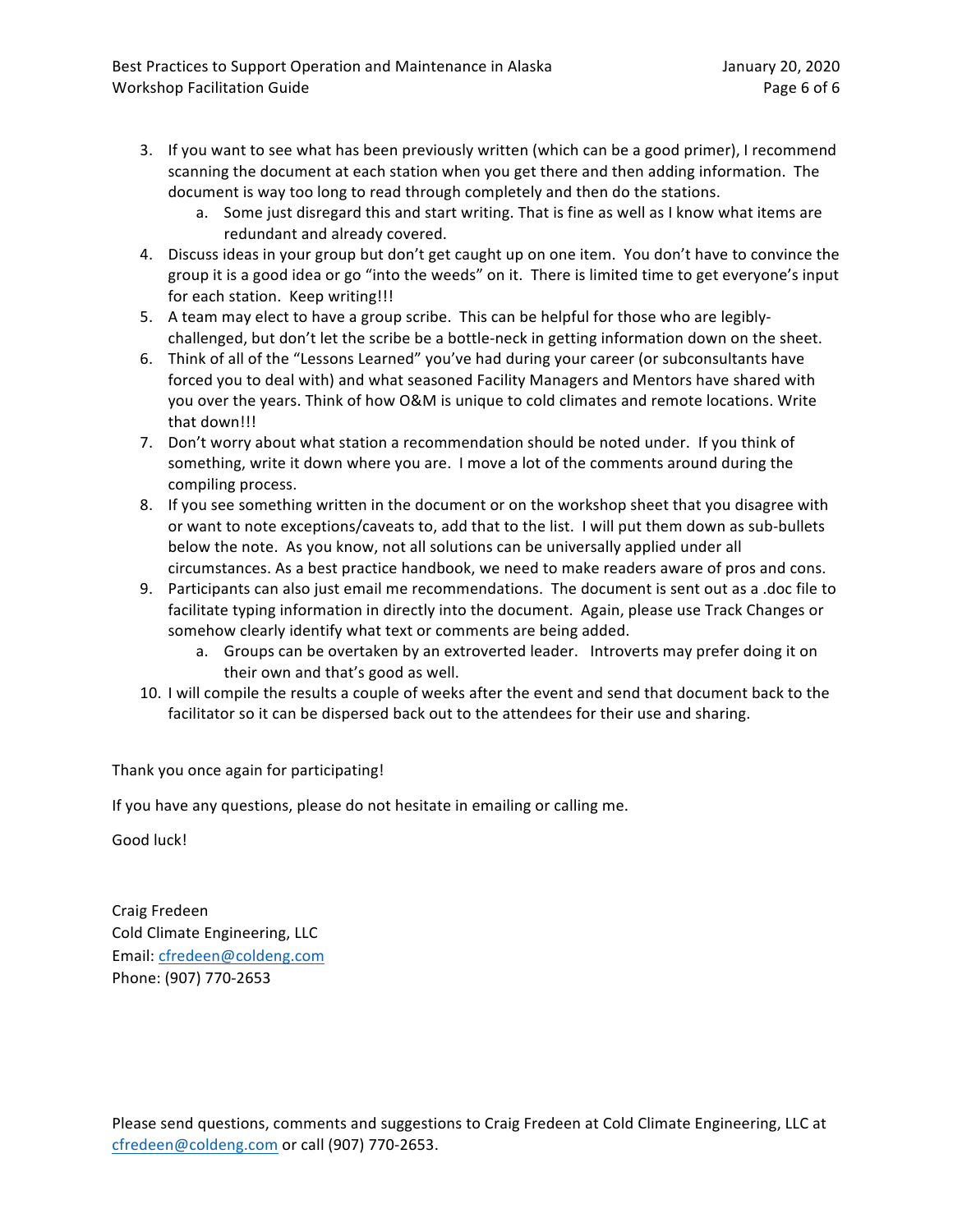3. If you want to see what has been previously written (which can be a good primer), I recommend scanning the document at each station when you get there and then adding information. The document is way too long to read through completely and then do the stations.
    a. Some just disregard this and start writing. That is fine as well as I know what items are redundant and already covered.
4. Discuss ideas in your group but don't get caught up on one item. You don't have to convince the group it is a good idea or go "into the weeds" on it. There is limited time to get everyone's input for each station. Keep writing!!!
5. A team may elect to have a group scribe. This can be helpful for those who are legibly-challenged, but don't let the scribe be a bottle-neck in getting information down on the sheet.
6. Think of all of the "Lessons Learned" you've had during your career (or subconsultants have forced you to deal with) and what seasoned Facility Managers and Mentors have shared with you over the years. Think of how O&M is unique to cold climates and remote locations. Write that down!!!
7. Don't worry about what station a recommendation should be noted under. If you think of something, write it down where you are. I move a lot of the comments around during the compiling process.
8. If you see something written in the document or on the workshop sheet that you disagree with or want to note exceptions/caveats to, add that to the list. I will put them down as sub-bullets below the note. As you know, not all solutions can be universally applied under all circumstances. As a best practice handbook, we need to make readers aware of pros and cons.
9. Participants can also just email me recommendations. The document is sent out as a .doc file to facilitate typing information in directly into the document. Again, please use Track Changes or somehow clearly identify what text or comments are being added.
    a. Groups can be overtaken by an extroverted leader. Introverts may prefer doing it on their own and that's good as well.
10. I will compile the results a couple of weeks after the event and send that document back to the facilitator so it can be dispersed back out to the attendees for their use and sharing.

Thank you once again for participating!

If you have any questions, please do not hesitate in emailing or calling me.

Good luck!

Craig Fredeen
Cold Climate Engineering, LLC
Email: cfredeen@coldeng.com
Phone: (907) 770-2653

Please send questions, comments and suggestions to Craig Fredeen at Cold Climate Engineering, LLC at cfredeen@coldeng.com or call (907) 770-2653.